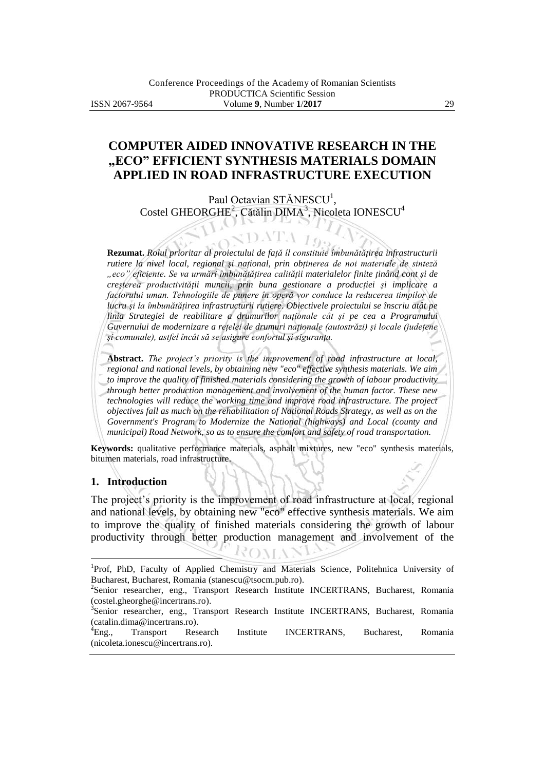# COMPUTER AIDED INNOVATIVE RESEARCH IN THE „ECO" EFFICIENT SYNTHESIS MATERIALS DOMAIN APPLIED IN ROAD INFRASTRUCTURE EXECUTION

Paul Octavian STĂNESCU[1], Costel GHEORGHE[2], Cătălin DIMA[3], Nicoleta IONESCU[4]

**Rezumat.** *Rolul prioritar al proiectului de față îl constituie îmbunătățirea infrastructurii rutiere la nivel local, regional și național, prin obținerea de noi materiale de sinteză „eco" eficiente. Se va urmări îmbunătățirea calității materialelor finite ținând cont și de creșterea productivității muncii, prin buna gestionare a producției și implicare a factorului uman. Tehnologiile de punere în operă vor conduce la reducerea timpilor de lucru și la îmbunătățirea infrastructurii rutiere. Obiectivele proiectului se înscriu atât pe linia Strategiei de reabilitare a drumurilor naționale cât și pe cea a Programului Guvernului de modernizare a rețelei de drumuri naționale (autostrăzi) și locale (județene și comunale), astfel încât să se asigure confortul și siguranța.*

**Abstract.** *The project's priority is the improvement of road infrastructure at local, regional and national levels, by obtaining new "eco" effective synthesis materials. We aim to improve the quality of finished materials considering the growth of labour productivity through better production management and involvement of the human factor. These new technologies will reduce the working time and improve road infrastructure. The project objectives fall as much on the rehabilitation of National Roads Strategy, as well as on the Government's Program to Modernize the National (highways) and Local (county and municipal) Road Network, so as to ensure the comfort and safety of road transportation.*

**Keywords:** qualitative performance materials, asphalt mixtures, new "eco" synthesis materials, bitumen materials, road infrastructure.

## 1. Introduction

The project's priority is the improvement of road infrastructure at local, regional and national levels, by obtaining new "eco" effective synthesis materials. We aim to improve the quality of finished materials considering the growth of labour productivity through better production management and involvement of the

---

[1]Prof, PhD, Faculty of Applied Chemistry and Materials Science, Politehnica University of Bucharest, Bucharest, Romania (stanescu@tsocm.pub.ro).

[2]Senior researcher, eng., Transport Research Institute INCERTRANS, Bucharest, Romania (costel.gheorghe@incertrans.ro).

[3]Senior researcher, eng., Transport Research Institute INCERTRANS, Bucharest, Romania (catalin.dima@incertrans.ro).

[4]Eng., Transport Research Institute INCERTRANS, Bucharest, Romania (nicoleta.ionescu@incertrans.ro).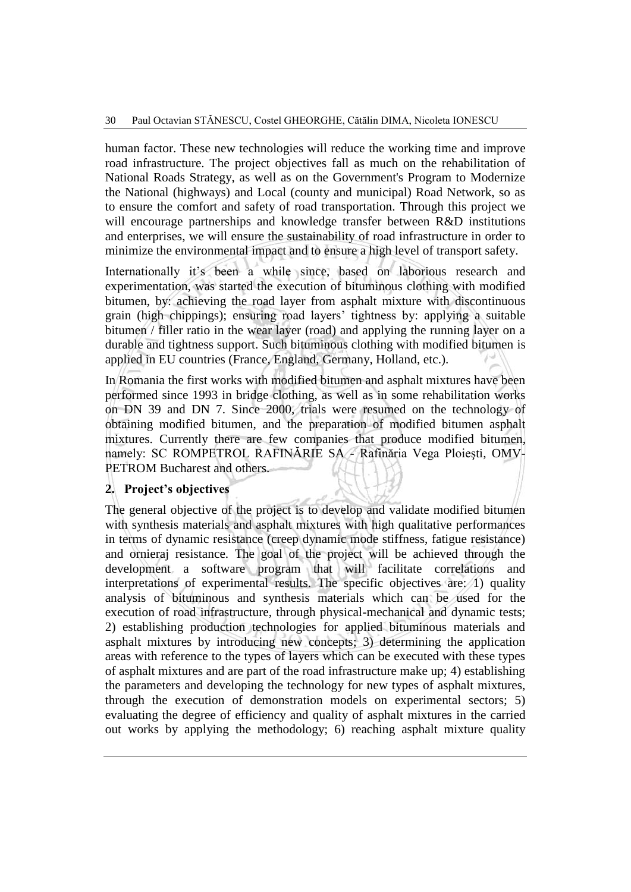human factor. These new technologies will reduce the working time and improve road infrastructure. The project objectives fall as much on the rehabilitation of National Roads Strategy, as well as on the Government's Program to Modernize the National (highways) and Local (county and municipal) Road Network, so as to ensure the comfort and safety of road transportation. Through this project we will encourage partnerships and knowledge transfer between R&D institutions and enterprises, we will ensure the sustainability of road infrastructure in order to minimize the environmental impact and to ensure a high level of transport safety.

Internationally it's been a while since, based on laborious research and experimentation, was started the execution of bituminous clothing with modified bitumen, by: achieving the road layer from asphalt mixture with discontinuous grain (high chippings); ensuring road layers' tightness by: applying a suitable bitumen / filler ratio in the wear layer (road) and applying the running layer on a durable and tightness support. Such bituminous clothing with modified bitumen is applied in EU countries (France, England, Germany, Holland, etc.).

In Romania the first works with modified bitumen and asphalt mixtures have been performed since 1993 in bridge clothing, as well as in some rehabilitation works on DN 39 and DN 7. Since 2000, trials were resumed on the technology of obtaining modified bitumen, and the preparation of modified bitumen asphalt mixtures. Currently there are few companies that produce modified bitumen, namely: SC ROMPETROL RAFINĂRIE SA - Rafinăria Vega Ploieşti, OMV-PETROM Bucharest and others.

## 2. Project's objectives

The general objective of the project is to develop and validate modified bitumen with synthesis materials and asphalt mixtures with high qualitative performances in terms of dynamic resistance (creep dynamic mode stiffness, fatigue resistance) and ornieraj resistance. The goal of the project will be achieved through the development a software program that will facilitate correlations and interpretations of experimental results. The specific objectives are: 1) quality analysis of bituminous and synthesis materials which can be used for the execution of road infrastructure, through physical-mechanical and dynamic tests; 2) establishing production technologies for applied bituminous materials and asphalt mixtures by introducing new concepts; 3) determining the application areas with reference to the types of layers which can be executed with these types of asphalt mixtures and are part of the road infrastructure make up; 4) establishing the parameters and developing the technology for new types of asphalt mixtures, through the execution of demonstration models on experimental sectors; 5) evaluating the degree of efficiency and quality of asphalt mixtures in the carried out works by applying the methodology; 6) reaching asphalt mixture quality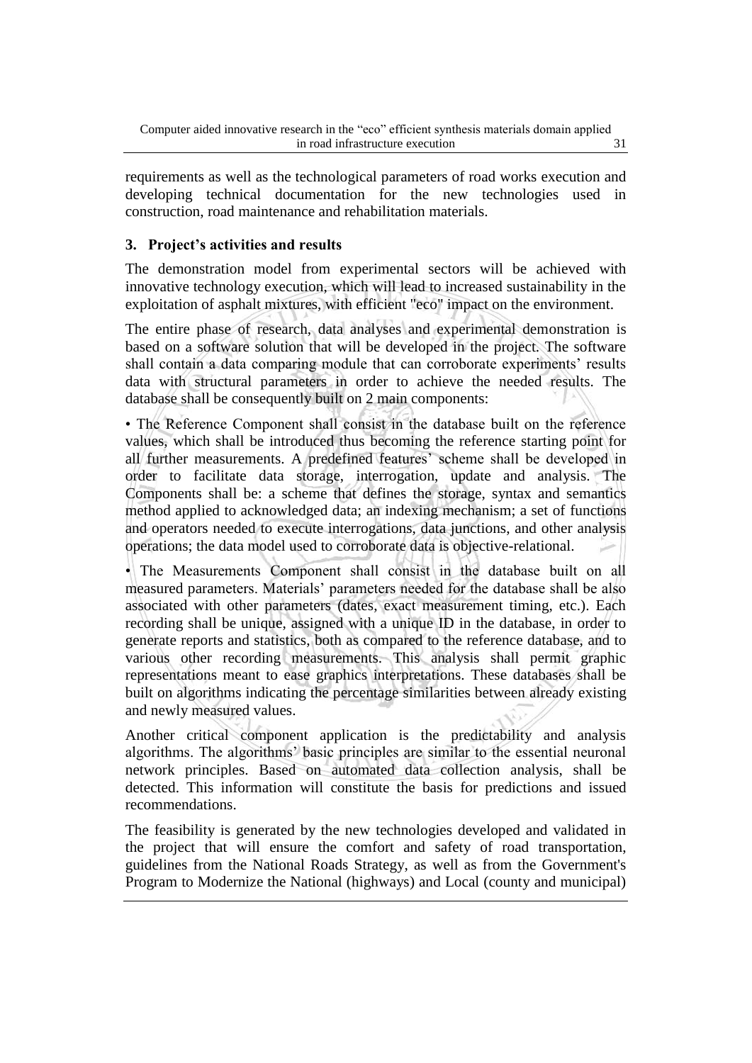requirements as well as the technological parameters of road works execution and developing technical documentation for the new technologies used in construction, road maintenance and rehabilitation materials.

## 3. Project's activities and results

The demonstration model from experimental sectors will be achieved with innovative technology execution, which will lead to increased sustainability in the exploitation of asphalt mixtures, with efficient "eco" impact on the environment.

The entire phase of research, data analyses and experimental demonstration is based on a software solution that will be developed in the project. The software shall contain a data comparing module that can corroborate experiments' results data with structural parameters in order to achieve the needed results. The database shall be consequently built on 2 main components:

• The Reference Component shall consist in the database built on the reference values, which shall be introduced thus becoming the reference starting point for all further measurements. A predefined features' scheme shall be developed in order to facilitate data storage, interrogation, update and analysis. The Components shall be: a scheme that defines the storage, syntax and semantics method applied to acknowledged data; an indexing mechanism; a set of functions and operators needed to execute interrogations, data junctions, and other analysis operations; the data model used to corroborate data is objective-relational.

• The Measurements Component shall consist in the database built on all measured parameters. Materials' parameters needed for the database shall be also associated with other parameters (dates, exact measurement timing, etc.). Each recording shall be unique, assigned with a unique ID in the database, in order to generate reports and statistics, both as compared to the reference database, and to various other recording measurements. This analysis shall permit graphic representations meant to ease graphics interpretations. These databases shall be built on algorithms indicating the percentage similarities between already existing and newly measured values.

Another critical component application is the predictability and analysis algorithms. The algorithms' basic principles are similar to the essential neuronal network principles. Based on automated data collection analysis, shall be detected. This information will constitute the basis for predictions and issued recommendations.

The feasibility is generated by the new technologies developed and validated in the project that will ensure the comfort and safety of road transportation, guidelines from the National Roads Strategy, as well as from the Government's Program to Modernize the National (highways) and Local (county and municipal)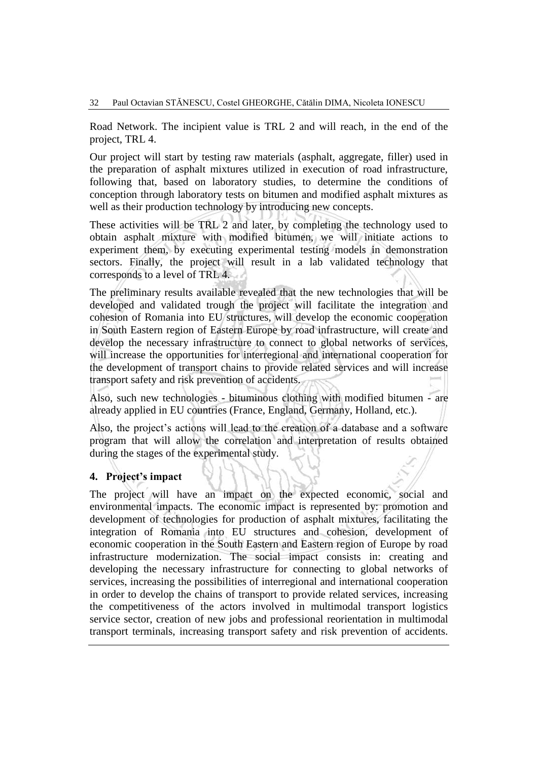Road Network. The incipient value is TRL 2 and will reach, in the end of the project, TRL 4.

Our project will start by testing raw materials (asphalt, aggregate, filler) used in the preparation of asphalt mixtures utilized in execution of road infrastructure, following that, based on laboratory studies, to determine the conditions of conception through laboratory tests on bitumen and modified asphalt mixtures as well as their production technology by introducing new concepts.

These activities will be TRL 2 and later, by completing the technology used to obtain asphalt mixture with modified bitumen, we will initiate actions to experiment them, by executing experimental testing models in demonstration sectors. Finally, the project will result in a lab validated technology that corresponds to a level of TRL 4.

The preliminary results available revealed that the new technologies that will be developed and validated trough the project will facilitate the integration and cohesion of Romania into EU structures, will develop the economic cooperation in South Eastern region of Eastern Europe by road infrastructure, will create and develop the necessary infrastructure to connect to global networks of services, will increase the opportunities for interregional and international cooperation for the development of transport chains to provide related services and will increase transport safety and risk prevention of accidents.

Also, such new technologies - bituminous clothing with modified bitumen - are already applied in EU countries (France, England, Germany, Holland, etc.).

Also, the project's actions will lead to the creation of a database and a software program that will allow the correlation and interpretation of results obtained during the stages of the experimental study.

## 4. Project's impact

The project will have an impact on the expected economic, social and environmental impacts. The economic impact is represented by: promotion and development of technologies for production of asphalt mixtures, facilitating the integration of Romania into EU structures and cohesion, development of economic cooperation in the South Eastern and Eastern region of Europe by road infrastructure modernization. The social impact consists in: creating and developing the necessary infrastructure for connecting to global networks of services, increasing the possibilities of interregional and international cooperation in order to develop the chains of transport to provide related services, increasing the competitiveness of the actors involved in multimodal transport logistics service sector, creation of new jobs and professional reorientation in multimodal transport terminals, increasing transport safety and risk prevention of accidents.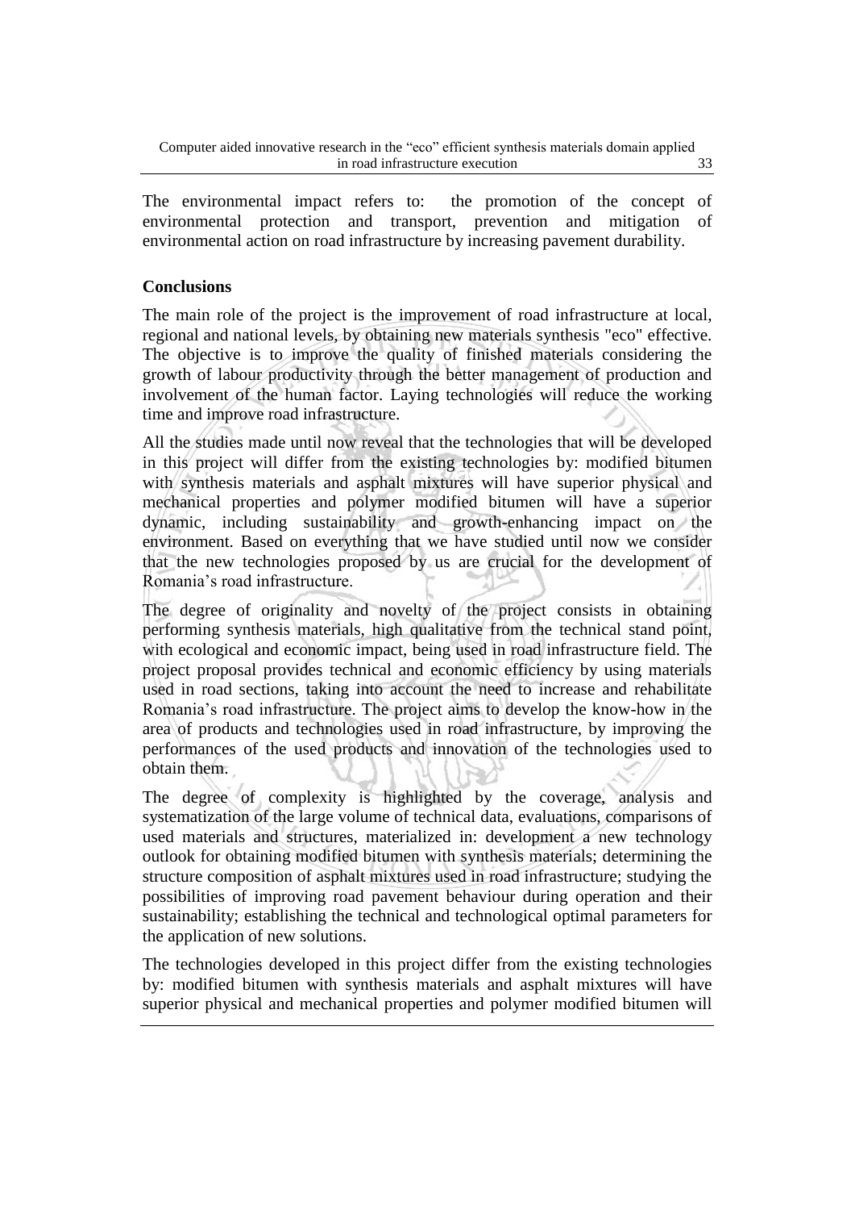The environmental impact refers to: the promotion of the concept of environmental protection and transport, prevention and mitigation of environmental action on road infrastructure by increasing pavement durability.

**Conclusions**

The main role of the project is the improvement of road infrastructure at local, regional and national levels, by obtaining new materials synthesis "eco" effective. The objective is to improve the quality of finished materials considering the growth of labour productivity through the better management of production and involvement of the human factor. Laying technologies will reduce the working time and improve road infrastructure.

All the studies made until now reveal that the technologies that will be developed in this project will differ from the existing technologies by: modified bitumen with synthesis materials and asphalt mixtures will have superior physical and mechanical properties and polymer modified bitumen will have a superior dynamic, including sustainability and growth-enhancing impact on the environment. Based on everything that we have studied until now we consider that the new technologies proposed by us are crucial for the development of Romania's road infrastructure.

The degree of originality and novelty of the project consists in obtaining performing synthesis materials, high qualitative from the technical stand point, with ecological and economic impact, being used in road infrastructure field. The project proposal provides technical and economic efficiency by using materials used in road sections, taking into account the need to increase and rehabilitate Romania's road infrastructure. The project aims to develop the know-how in the area of products and technologies used in road infrastructure, by improving the performances of the used products and innovation of the technologies used to obtain them.

The degree of complexity is highlighted by the coverage, analysis and systematization of the large volume of technical data, evaluations, comparisons of used materials and structures, materialized in: development a new technology outlook for obtaining modified bitumen with synthesis materials; determining the structure composition of asphalt mixtures used in road infrastructure; studying the possibilities of improving road pavement behaviour during operation and their sustainability; establishing the technical and technological optimal parameters for the application of new solutions.

The technologies developed in this project differ from the existing technologies by: modified bitumen with synthesis materials and asphalt mixtures will have superior physical and mechanical properties and polymer modified bitumen will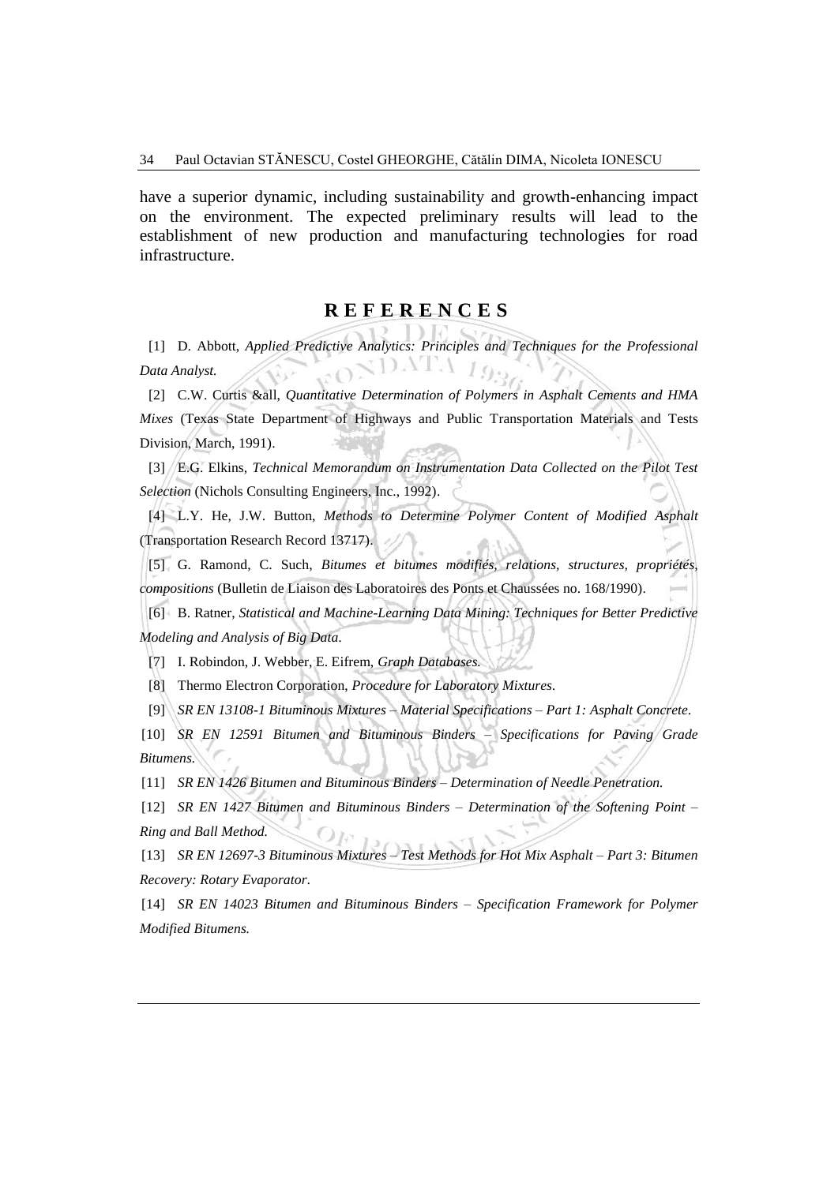have a superior dynamic, including sustainability and growth-enhancing impact on the environment. The expected preliminary results will lead to the establishment of new production and manufacturing technologies for road infrastructure.

## R E F E R E N C E S

[1] D. Abbott, *Applied Predictive Analytics: Principles and Techniques for the Professional Data Analyst.*

[2] C.W. Curtis &all, *Quantitative Determination of Polymers in Asphalt Cements and HMA Mixes* (Texas State Department of Highways and Public Transportation Materials and Tests Division, March, 1991).

[3] E.G. Elkins, *Technical Memorandum on Instrumentation Data Collected on the Pilot Test Selection* (Nichols Consulting Engineers, Inc., 1992).

[4] L.Y. He, J.W. Button, *Methods to Determine Polymer Content of Modified Asphalt* (Transportation Research Record 13717).

[5] G. Ramond, C. Such, *Bitumes et bitumes modifiés, relations, structures, propriétés, compositions* (Bulletin de Liaison des Laboratoires des Ponts et Chaussées no. 168/1990).

[6] B. Ratner, *Statistical and Machine-Learning Data Mining: Techniques for Better Predictive Modeling and Analysis of Big Data.*

[7] I. Robindon, J. Webber, E. Eifrem, *Graph Databases.*

[8] Thermo Electron Corporation, *Procedure for Laboratory Mixtures.*

[9] *SR EN 13108-1 Bituminous Mixtures – Material Specifications – Part 1: Asphalt Concrete.*

[10] *SR EN 12591 Bitumen and Bituminous Binders – Specifications for Paving Grade Bitumens.*

[11] *SR EN 1426 Bitumen and Bituminous Binders – Determination of Needle Penetration.*

[12] *SR EN 1427 Bitumen and Bituminous Binders – Determination of the Softening Point – Ring and Ball Method.*

[13] *SR EN 12697-3 Bituminous Mixtures – Test Methods for Hot Mix Asphalt – Part 3: Bitumen Recovery: Rotary Evaporator.*

[14] *SR EN 14023 Bitumen and Bituminous Binders – Specification Framework for Polymer Modified Bitumens.*